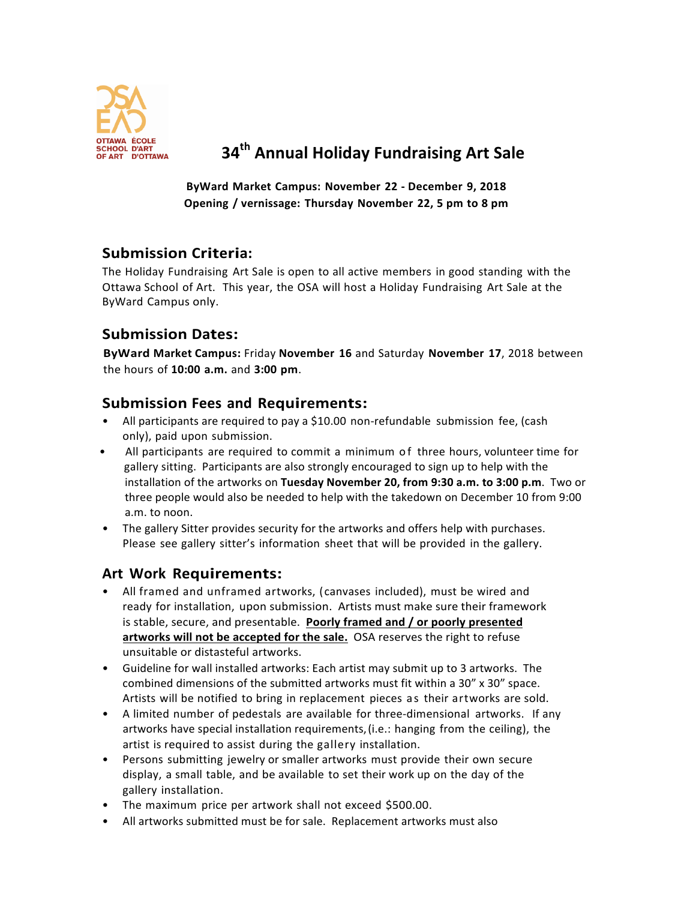OTTAWA SCHOOL OF ART
ÉCOLE D'ART D'OTTAWA

# 34th Annual Holiday Fundraising Art Sale

**ByWard Market Campus: November 22 - December 9, 2018**
**Opening / vernissage: Thursday November 22, 5 pm to 8 pm**

## Submission Criteria:

The Holiday Fundraising Art Sale is open to all active members in good standing with the Ottawa School of Art. This year, the OSA will host a Holiday Fundraising Art Sale at the ByWard Campus only.

## Submission Dates:

**ByWard Market Campus:** Friday **November 16** and Saturday **November 17**, 2018 between the hours of **10:00 a.m.** and **3:00 pm**.

## Submission Fees and Requirements:

- All participants are required to pay a $10.00 non-refundable submission fee, (cash only), paid upon submission.
- All participants are required to commit a minimum of three hours, volunteer time for gallery sitting. Participants are also strongly encouraged to sign up to help with the installation of the artworks on **Tuesday November 20, from 9:30 a.m. to 3:00 p.m**. Two or three people would also be needed to help with the takedown on December 10 from 9:00 a.m. to noon.
- The gallery Sitter provides security for the artworks and offers help with purchases. Please see gallery sitter's information sheet that will be provided in the gallery.

## Art Work Requirements:

- All framed and unframed artworks, (canvases included), must be wired and ready for installation, upon submission. Artists must make sure their framework is stable, secure, and presentable. **Poorly framed and / or poorly presented artworks will not be accepted for the sale.** OSA reserves the right to refuse unsuitable or distasteful artworks.
- Guideline for wall installed artworks: Each artist may submit up to 3 artworks. The combined dimensions of the submitted artworks must fit within a 30" x 30" space. Artists will be notified to bring in replacement pieces as their artworks are sold.
- A limited number of pedestals are available for three-dimensional artworks. If any artworks have special installation requirements, (i.e.: hanging from the ceiling), the artist is required to assist during the gallery installation.
- Persons submitting jewelry or smaller artworks must provide their own secure display, a small table, and be available to set their work up on the day of the gallery installation.
- The maximum price per artwork shall not exceed $500.00.
- All artworks submitted must be for sale. Replacement artworks must also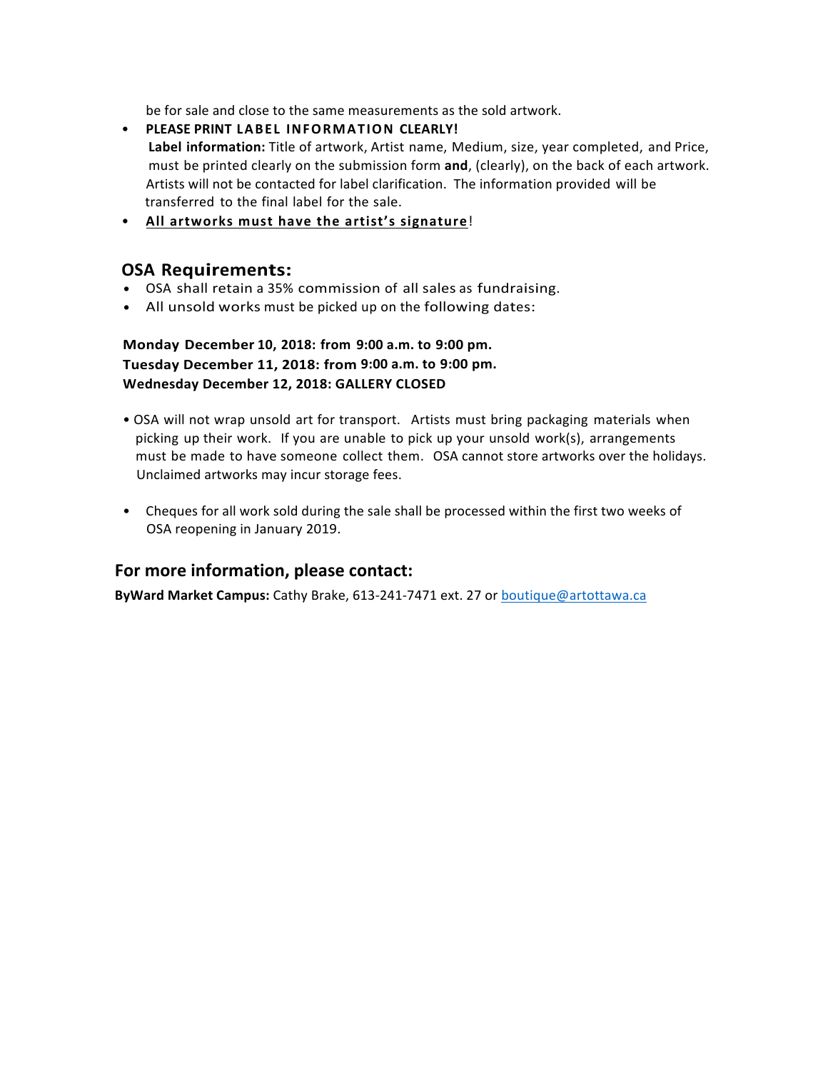be for sale and close to the same measurements as the sold artwork.

- **PLEASE PRINT LABEL INFORMATION CLEARLY!**
  **Label information:** Title of artwork, Artist name, Medium, size, year completed, and Price, must be printed clearly on the submission form **and**, (clearly), on the back of each artwork. Artists will not be contacted for label clarification. The information provided will be transferred to the final label for the sale.
- **All artworks must have the artist's signature**!

## OSA Requirements:

- OSA shall retain a 35% commission of all sales as fundraising.
- All unsold works must be picked up on the following dates:

**Monday December 10, 2018: from 9:00 a.m. to 9:00 pm.**
**Tuesday December 11, 2018: from 9:00 a.m. to 9:00 pm.**
**Wednesday December 12, 2018: GALLERY CLOSED**

- OSA will not wrap unsold art for transport. Artists must bring packaging materials when picking up their work. If you are unable to pick up your unsold work(s), arrangements must be made to have someone collect them. OSA cannot store artworks over the holidays. Unclaimed artworks may incur storage fees.

- Cheques for all work sold during the sale shall be processed within the first two weeks of OSA reopening in January 2019.

## For more information, please contact:

**ByWard Market Campus:** Cathy Brake, 613-241-7471 ext. 27 or boutique@artottawa.ca